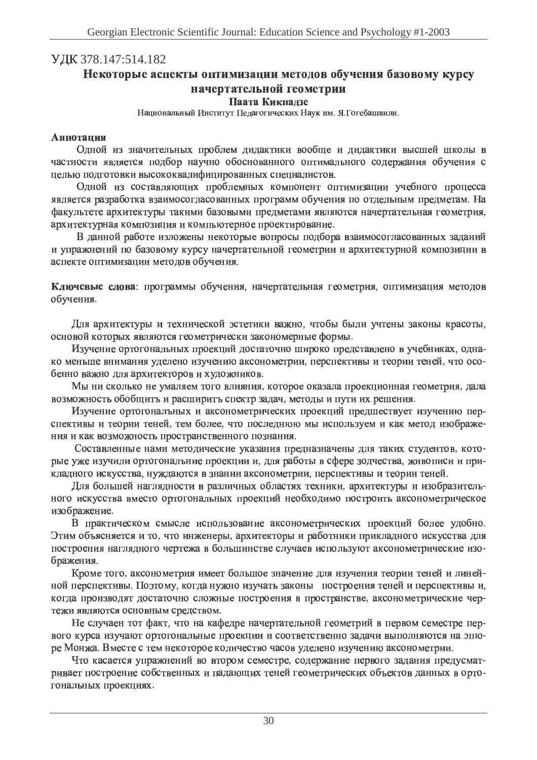УДК 378.147:514.182

# Некоторые аспекты оптимизации методов обучения базовому курсу начертательной геометрии

**Паата Кикнадзе**

Национальный Институт Педагогических Наук им. Я.Гогебашвили.

**Аннотация**

Одной из значительных проблем дидактики вообще и дидактики высшей школы в частности является подбор научно обоснованного оптимального содержания обучения с целью подготовки высококвалифицированных специалистов.

Одной из составляющих проблемных компонент оптимизации учебного процесса является разработка взаимосогласованных программ обучения по отдельным предметам. На факультете архитектуры такими базовыми предметами являются начертательная геометрия, архитектурная композиция и компьютерное проектирование.

В данной работе изложены некоторые вопросы подбора взаимосогласованных заданий и упражнений по базовому курсу начертательной геометрии и архитектурной композиции в аспекте оптимизации методов обучения.

**Ключевые слова**: программы обучения, начертательная геометрия, оптимизация методов обучения.

Для архитектуры и технической эстетики важно, чтобы были учтены законы красоты, основой которых являются геометрически закономерные формы.

Изучение ортогональных проекций достаточно широко представлено в учебниках, однако меньше внимания уделено изучению аксонометрии, перспективы и теории теней, что особенно важно для архитекторов и художников.

Мы ни сколько не умаляем того влияния, которое оказала проекционная геометрия, дала возможность обобщить и расширить спектр задач, методы и пути их решения.

Изучение ортогональных и аксонометрических проекций предшествует изучению перспективы и теории теней, тем более, что последнюю мы используем и как метод изображения и как возможность пространственного познания.

Составленные нами методические указания предназначены для таких студентов, которые уже изучили ортогоналъние проекции и, для работы в сфере зодчества, живописи и прикладного искусства, нуждаются в знании аксонометрии, перспективы и теории теней.

Для большей наглядности в различных областях техники, архитектуры и изобразительного искусства вместо ортогональных проекций необходимо построить аксонометрическое изображение.

В практическом смысле использование аксонометрических проекций более удобно. Этим объясняется и то, что инженеры, архитекторы и работники прикладного искусства для построения наглядного чертежа в большинстве случаев используют аксонометрические изображения.

Кроме того, аксонометрия имеет большое значение для изучения теории теней и линейной перспективы. Поэтому, когда нужно изучать законы построения теней и перспективы и, когда производят достаточно сложные построения в пространстве, аксонометрические чертежи являются основным средством.

Не случаен тот факт, что на кафедре начертательной геометрий в первом семестре первого курса изучают ортогональные проекции и соответственно задачи выполняются на эпюре Монжа. Вместе с тем некоторое количество часов уделено изучению аксонометрии.

Что касается упражнений во втором семестре, содержание первого задания предусматривает построение собственных и падающих теней геометрических объектов данных в ортогональных проекциях.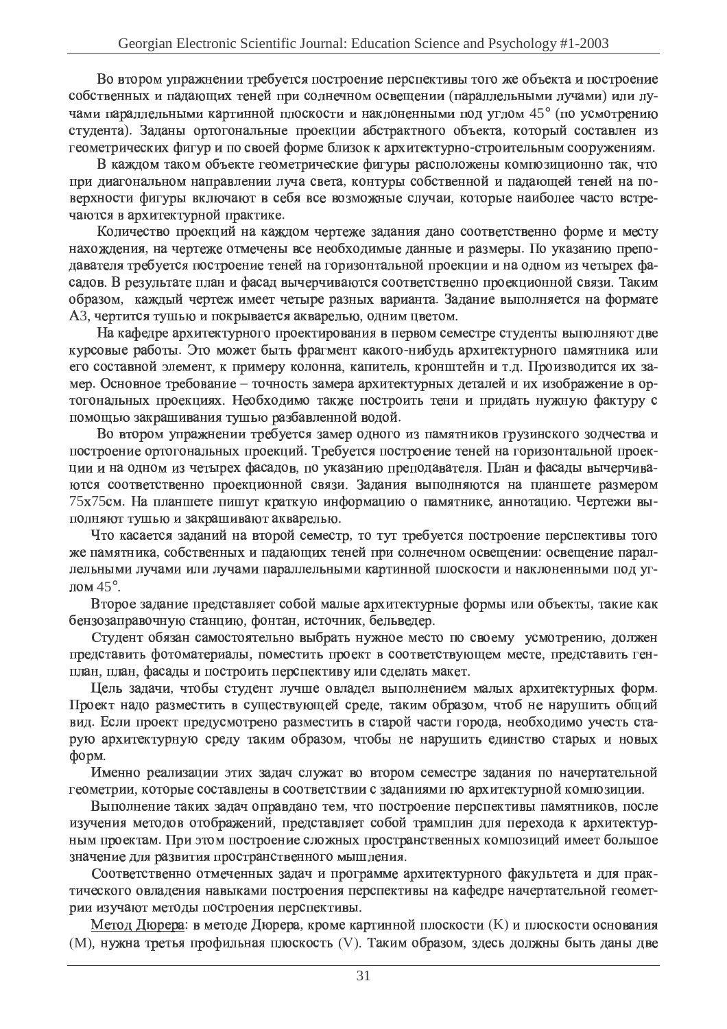Во втором упражнении требуется построение перспективы того же объекта и построение собственных и падающих теней при солнечном освещении (параллельными лучами) или лучами параллельными картинной плоскости и наклоненными под углом 45° (по усмотрению студента). Заданы ортогональные проекции абстрактного объекта, который составлен из геометрических фигур и по своей форме близок к архитектурно-строительным сооружениям.

В каждом таком объекте геометрические фигуры расположены композиционно так, что при диагональном направлении луча света, контуры собственной и падающей теней на поверхности фигуры включают в себя все возможные случаи, которые наиболее часто встречаются в архитектурной практике.

Количество проекций на каждом чертеже задания дано соответственно форме и месту нахождения, на чертеже отмечены все необходимые данные и размеры. По указанию преподавателя требуется построение теней на горизонтальной проекции и на одном из четырех фасадов. В результате план и фасад вычерчиваются соответственно проекционной связи. Таким образом, каждый чертеж имеет четыре разных варианта. Задание выполняется на формате А3, чертится тушью и покрывается акварелью, одним цветом.

На кафедре архитектурного проектирования в первом семестре студенты выполняют две курсовые работы. Это может быть фрагмент какого-нибудь архитектурного памятника или его составной элемент, к примеру колонна, капитель, кронштейн и т.д. Производится замер. Основное требование – точность замера архитектурных деталей и их изображение в ортогональных проекциях. Необходимо также построить тени и придать нужную фактуру с помощью закрашивания тушью разбавленной водой.

Во втором упражнении требуется замер одного из памятников грузинского зодчества и построение ортогональных проекций. Требуется построение теней на горизонтальной проекции и на одном из четырех фасадов, по указанию преподавателя. План и фасады вычерчиваются соответственно проекционной связи. Задания выполняются на планшете размером 75x75см. На планшете пишут краткую информацию о памятнике, аннотацию. Чертежи выполняют тушью и закрашивают акварелью.

Что касается заданий на второй семестр, то тут требуется построение перспективы того же памятника, собственных и падающих теней при солнечном освещении: освещение параллельными лучами или лучами параллельными картинной плоскости и наклоненными под углом 45°.

Второе задание представляет собой малые архитектурные формы или объекты, такие как бензозаправочную станцию, фонтан, источник, бельведер.

Студент обязан самостоятельно выбрать нужное место по своему усмотрению, должен представить фотоматериалы, поместить проект в соответствующем месте, представить генплан, план, фасады и построить перспективу или сделать макет.

Цель задачи, чтобы студент лучше овладел выполнением малых архитектурных форм. Проект надо разместить в существующей среде, таким образом, чтоб не нарушить общий вид. Если проект предусмотрено разместить в старой части города, необходимо учесть старую архитектурную среду таким образом, чтобы не нарушить единство старых и новых форм.

Именно реализации этих задач служат во втором семестре задания по начертательной геометрии, которые составлены в соответствии с заданиями по архитектурной композиции.

Выполнение таких задач оправдано тем, что построение перспективы памятников, после изучения методов отображений, представляет собой трамплин для перехода к архитектурным проектам. При этом построение сложных пространственных композиций имеет большое значение для развития пространственного мышления.

Соответственно отмеченных задач и программе архитектурного факультета и для практического овладения навыками построения перспективы на кафедре начертательной геометрии изучают методы построения перспективы.

Метод Дюрера: в методе Дюрера, кроме картинной плоскости (K) и плоскости основания (M), нужна третья профильная плоскость (V). Таким образом, здесь должны быть даны две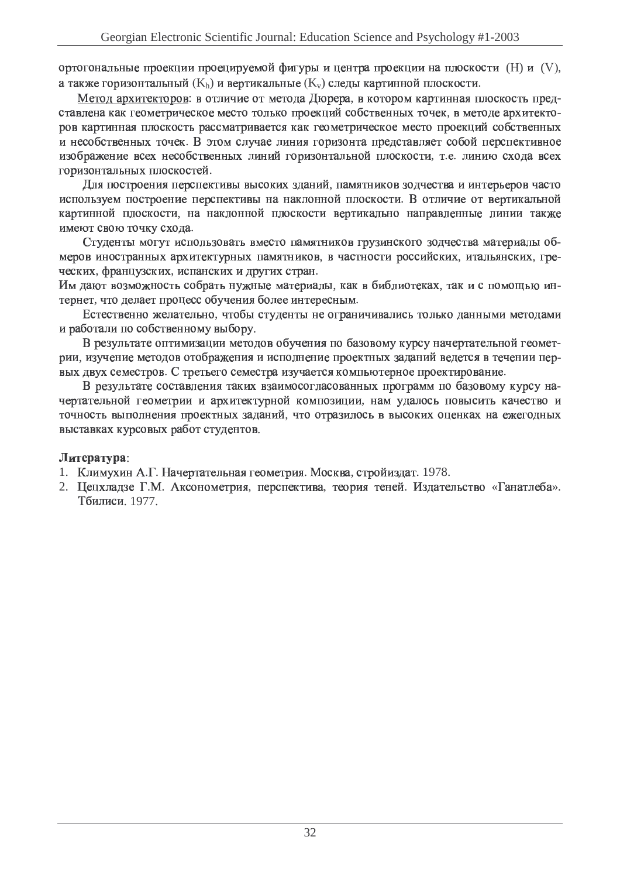ортогональные проекции проецируемой фигуры и центра проекции на плоскости (H) и (V), а также горизонтальный ($K_h$) и вертикальные ($K_v$) следы картинной плоскости.

Метод архитекторов: в отличие от метода Дюрера, в котором картинная плоскость представлена как геометрическое место только проекций собственных точек, в методе архитекторов картинная плоскость рассматривается как геометрическое место проекций собственных и несобственных точек. В этом случае линия горизонта представляет собой перспективное изображение всех несобственных линий горизонтальной плоскости, т.е. линию схода всех горизонтальных плоскостей.

Для построения перспективы высоких зданий, памятников зодчества и интерьеров часто используем построение перспективы на наклонной плоскости. В отличие от вертикальной картинной плоскости, на наклонной плоскости вертикально направленные линии также имеют свою точку схода.

Студенты могут использовать вместо памятников грузинского зодчества материалы обмеров иностранных архитектурных памятников, в частности российских, итальянских, греческих, французских, испанских и других стран.

Им дают возможность собрать нужные материалы, как в библиотеках, так и с помощью интернет, что делает процесс обучения более интересным.

Естественно желательно, чтобы студенты не ограничивались только данными методами и работали по собственному выбору.

В результате оптимизации методов обучения по базовому курсу начертательной геометрии, изучение методов отображения и исполнение проектных заданий ведется в течении первых двух семестров. С третьего семестра изучается компьютерное проектирование.

В результате составления таких взаимосогласованных программ по базовому курсу начертательной геометрии и архитектурной композиции, нам удалось повысить качество и точность выполнения проектных заданий, что отразилось в высоких оценках на ежегодных выставках курсовых работ студентов.

**Литература**:

1. Климухин А.Г. Начертательная геометрия. Москва, стройиздат. 1978.
2. Цецхладзе Г.М. Аксонометрия, перспектива, теория теней. Издательство «Ганатлеба». Тбилиси. 1977.